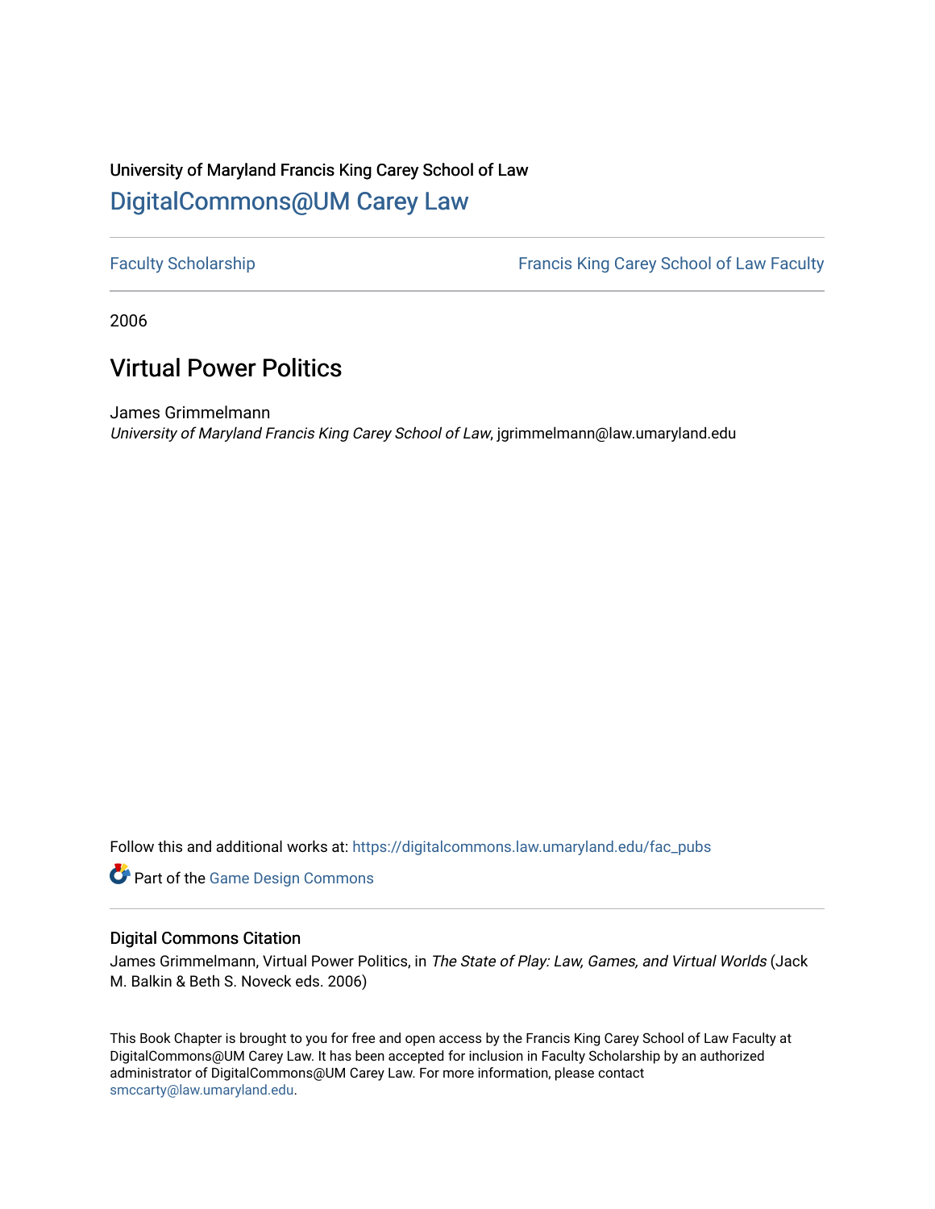University of Maryland Francis King Carey School of Law

## DigitalCommons@UM Carey Law

Faculty Scholarship | Francis King Carey School of Law Faculty

2006

# Virtual Power Politics

James Grimmelmann
*University of Maryland Francis King Carey School of Law*, jgrimmelmann@law.umaryland.edu

Follow this and additional works at: https://digitalcommons.law.umaryland.edu/fac_pubs

Part of the Game Design Commons

### Digital Commons Citation

James Grimmelmann, Virtual Power Politics, in *The State of Play: Law, Games, and Virtual Worlds* (Jack M. Balkin & Beth S. Noveck eds. 2006)

This Book Chapter is brought to you for free and open access by the Francis King Carey School of Law Faculty at DigitalCommons@UM Carey Law. It has been accepted for inclusion in Faculty Scholarship by an authorized administrator of DigitalCommons@UM Carey Law. For more information, please contact smccarty@law.umaryland.edu.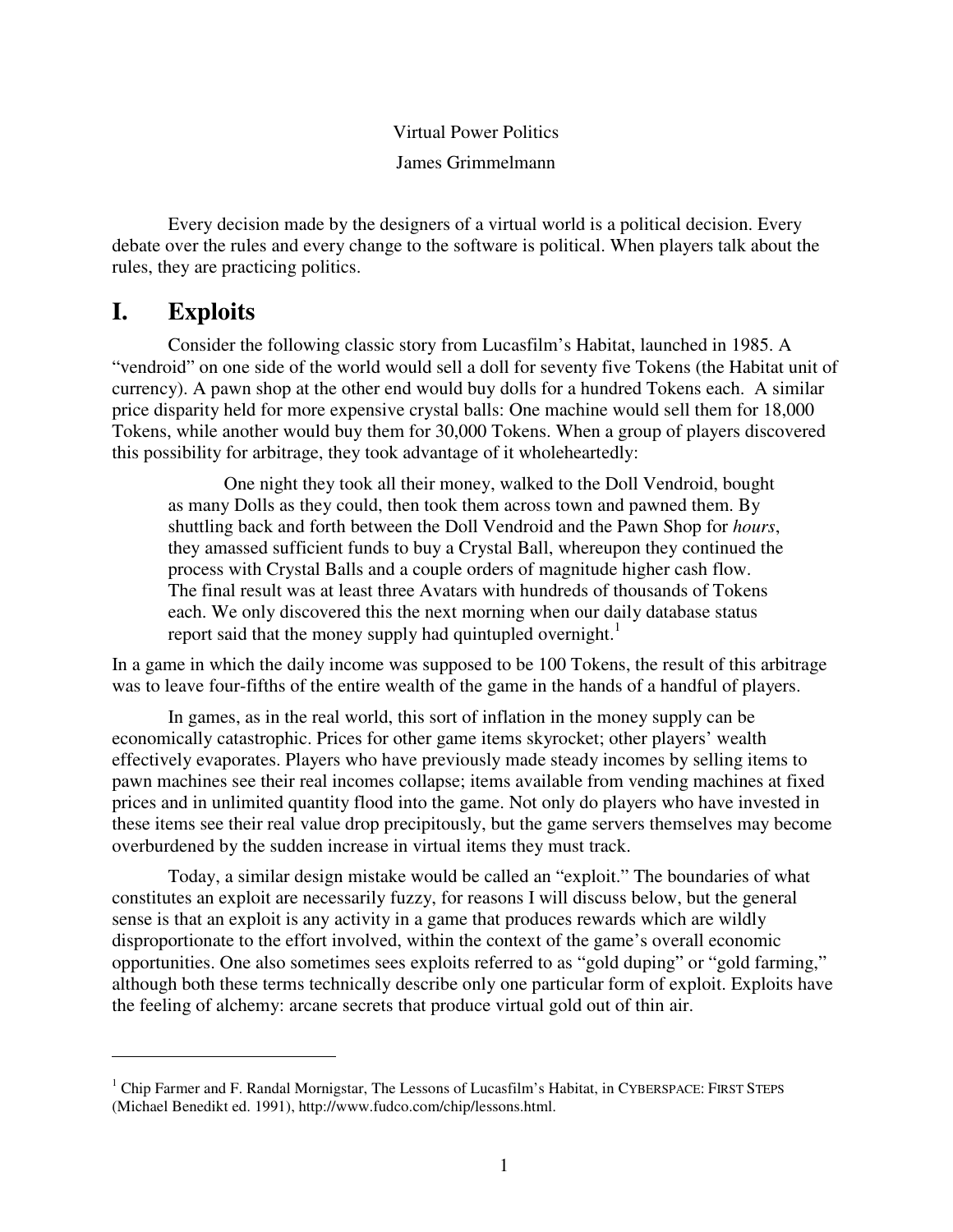Virtual Power Politics

James Grimmelmann

Every decision made by the designers of a virtual world is a political decision. Every debate over the rules and every change to the software is political. When players talk about the rules, they are practicing politics.

# I. Exploits

Consider the following classic story from Lucasfilm's Habitat, launched in 1985. A "vendroid" on one side of the world would sell a doll for seventy five Tokens (the Habitat unit of currency). A pawn shop at the other end would buy dolls for a hundred Tokens each. A similar price disparity held for more expensive crystal balls: One machine would sell them for 18,000 Tokens, while another would buy them for 30,000 Tokens. When a group of players discovered this possibility for arbitrage, they took advantage of it wholeheartedly:

> One night they took all their money, walked to the Doll Vendroid, bought as many Dolls as they could, then took them across town and pawned them. By shuttling back and forth between the Doll Vendroid and the Pawn Shop for *hours*, they amassed sufficient funds to buy a Crystal Ball, whereupon they continued the process with Crystal Balls and a couple orders of magnitude higher cash flow. The final result was at least three Avatars with hundreds of thousands of Tokens each. We only discovered this the next morning when our daily database status report said that the money supply had quintupled overnight.[1]

In a game in which the daily income was supposed to be 100 Tokens, the result of this arbitrage was to leave four-fifths of the entire wealth of the game in the hands of a handful of players.

In games, as in the real world, this sort of inflation in the money supply can be economically catastrophic. Prices for other game items skyrocket; other players' wealth effectively evaporates. Players who have previously made steady incomes by selling items to pawn machines see their real incomes collapse; items available from vending machines at fixed prices and in unlimited quantity flood into the game. Not only do players who have invested in these items see their real value drop precipitously, but the game servers themselves may become overburdened by the sudden increase in virtual items they must track.

Today, a similar design mistake would be called an "exploit." The boundaries of what constitutes an exploit are necessarily fuzzy, for reasons I will discuss below, but the general sense is that an exploit is any activity in a game that produces rewards which are wildly disproportionate to the effort involved, within the context of the game's overall economic opportunities. One also sometimes sees exploits referred to as "gold duping" or "gold farming," although both these terms technically describe only one particular form of exploit. Exploits have the feeling of alchemy: arcane secrets that produce virtual gold out of thin air.

---

[1] Chip Farmer and F. Randal Mornigstar, The Lessons of Lucasfilm's Habitat, in CYBERSPACE: FIRST STEPS (Michael Benedikt ed. 1991), http://www.fudco.com/chip/lessons.html.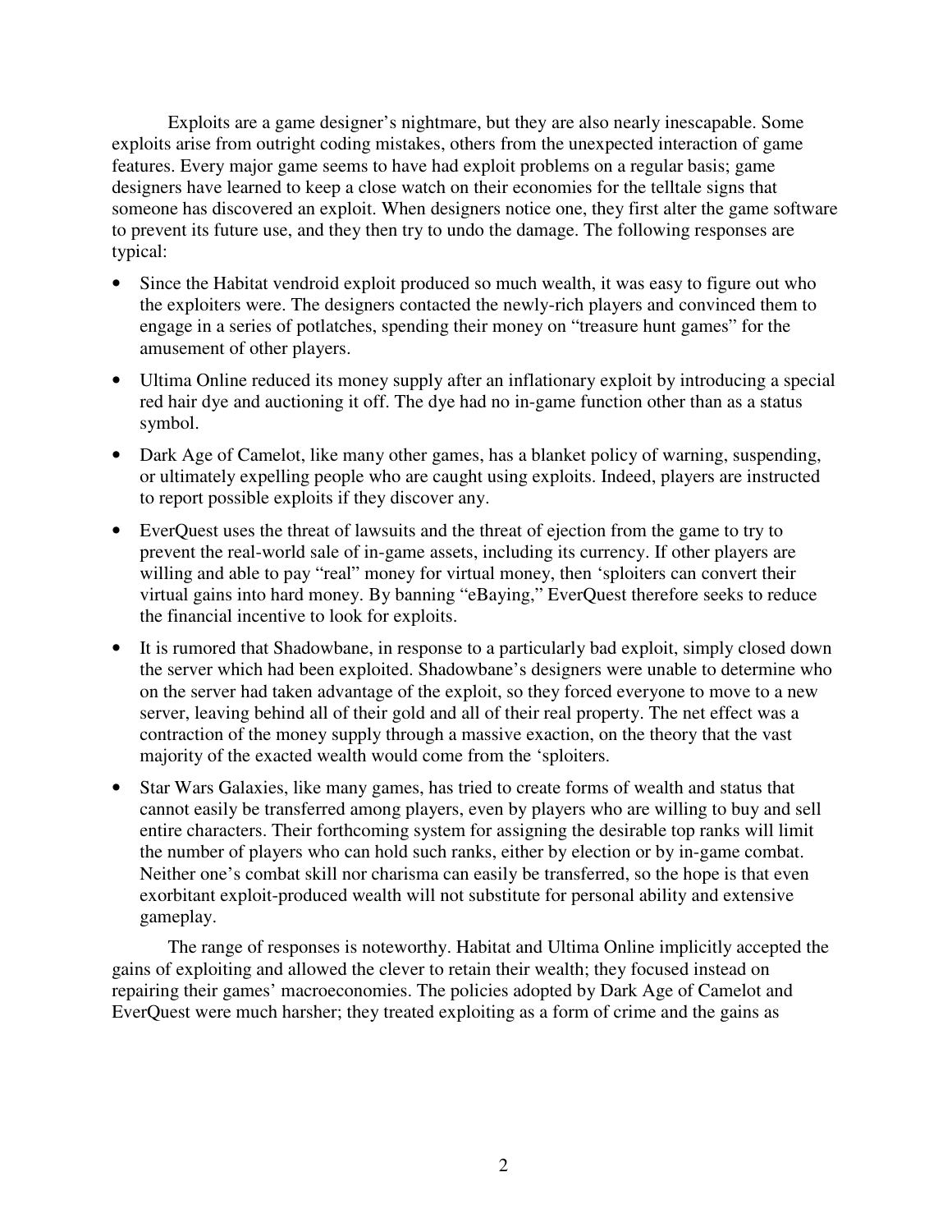Exploits are a game designer's nightmare, but they are also nearly inescapable. Some exploits arise from outright coding mistakes, others from the unexpected interaction of game features. Every major game seems to have had exploit problems on a regular basis; game designers have learned to keep a close watch on their economies for the telltale signs that someone has discovered an exploit. When designers notice one, they first alter the game software to prevent its future use, and they then try to undo the damage. The following responses are typical:

- Since the Habitat vendroid exploit produced so much wealth, it was easy to figure out who the exploiters were. The designers contacted the newly-rich players and convinced them to engage in a series of potlatches, spending their money on "treasure hunt games" for the amusement of other players.
- Ultima Online reduced its money supply after an inflationary exploit by introducing a special red hair dye and auctioning it off. The dye had no in-game function other than as a status symbol.
- Dark Age of Camelot, like many other games, has a blanket policy of warning, suspending, or ultimately expelling people who are caught using exploits. Indeed, players are instructed to report possible exploits if they discover any.
- EverQuest uses the threat of lawsuits and the threat of ejection from the game to try to prevent the real-world sale of in-game assets, including its currency. If other players are willing and able to pay "real" money for virtual money, then 'sploiters can convert their virtual gains into hard money. By banning "eBaying," EverQuest therefore seeks to reduce the financial incentive to look for exploits.
- It is rumored that Shadowbane, in response to a particularly bad exploit, simply closed down the server which had been exploited. Shadowbane's designers were unable to determine who on the server had taken advantage of the exploit, so they forced everyone to move to a new server, leaving behind all of their gold and all of their real property. The net effect was a contraction of the money supply through a massive exaction, on the theory that the vast majority of the exacted wealth would come from the 'sploiters.
- Star Wars Galaxies, like many games, has tried to create forms of wealth and status that cannot easily be transferred among players, even by players who are willing to buy and sell entire characters. Their forthcoming system for assigning the desirable top ranks will limit the number of players who can hold such ranks, either by election or by in-game combat. Neither one's combat skill nor charisma can easily be transferred, so the hope is that even exorbitant exploit-produced wealth will not substitute for personal ability and extensive gameplay.

The range of responses is noteworthy. Habitat and Ultima Online implicitly accepted the gains of exploiting and allowed the clever to retain their wealth; they focused instead on repairing their games' macroeconomies. The policies adopted by Dark Age of Camelot and EverQuest were much harsher; they treated exploiting as a form of crime and the gains as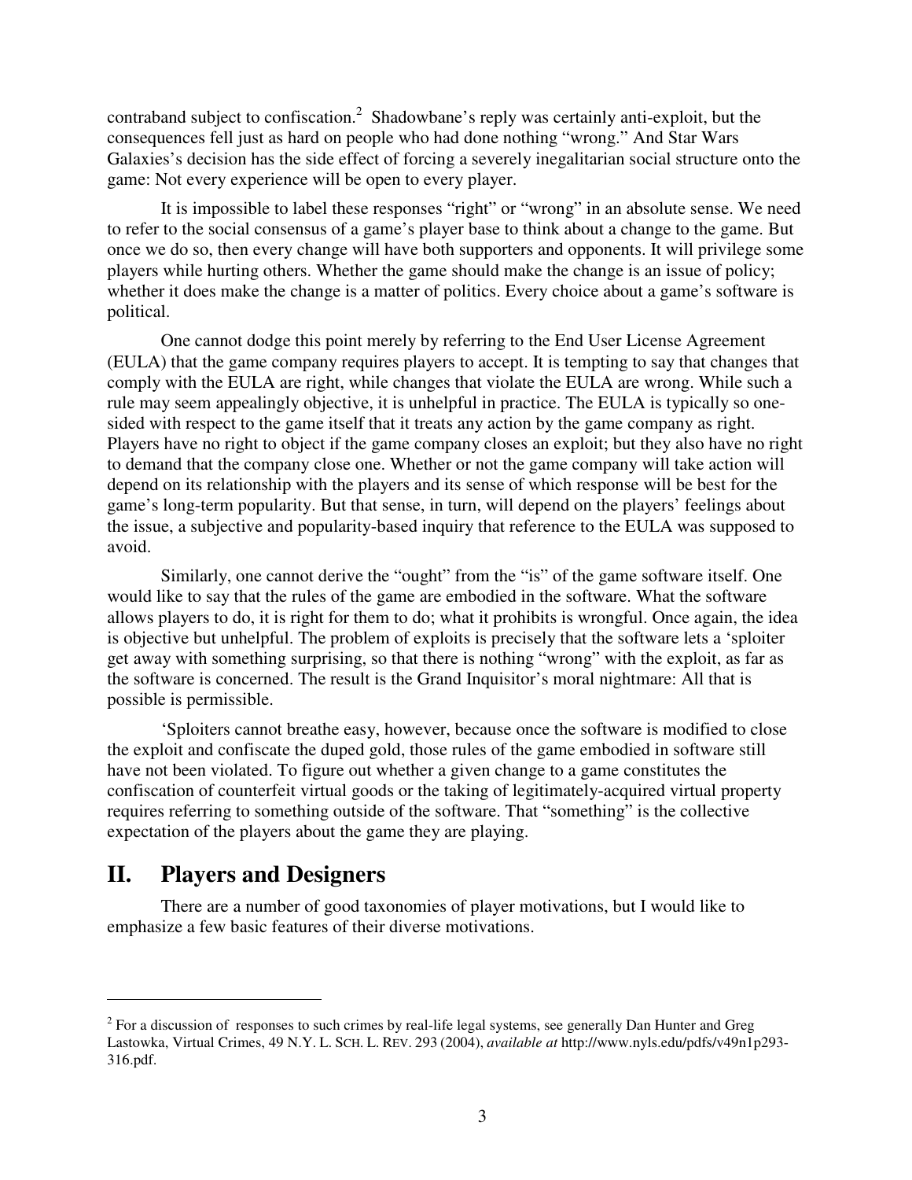contraband subject to confiscation.[2] Shadowbane's reply was certainly anti-exploit, but the consequences fell just as hard on people who had done nothing "wrong." And Star Wars Galaxies's decision has the side effect of forcing a severely inegalitarian social structure onto the game: Not every experience will be open to every player.

It is impossible to label these responses "right" or "wrong" in an absolute sense. We need to refer to the social consensus of a game's player base to think about a change to the game. But once we do so, then every change will have both supporters and opponents. It will privilege some players while hurting others. Whether the game should make the change is an issue of policy; whether it does make the change is a matter of politics. Every choice about a game's software is political.

One cannot dodge this point merely by referring to the End User License Agreement (EULA) that the game company requires players to accept. It is tempting to say that changes that comply with the EULA are right, while changes that violate the EULA are wrong. While such a rule may seem appealingly objective, it is unhelpful in practice. The EULA is typically so one-sided with respect to the game itself that it treats any action by the game company as right. Players have no right to object if the game company closes an exploit; but they also have no right to demand that the company close one. Whether or not the game company will take action will depend on its relationship with the players and its sense of which response will be best for the game's long-term popularity. But that sense, in turn, will depend on the players' feelings about the issue, a subjective and popularity-based inquiry that reference to the EULA was supposed to avoid.

Similarly, one cannot derive the "ought" from the "is" of the game software itself. One would like to say that the rules of the game are embodied in the software. What the software allows players to do, it is right for them to do; what it prohibits is wrongful. Once again, the idea is objective but unhelpful. The problem of exploits is precisely that the software lets a 'sploiter get away with something surprising, so that there is nothing "wrong" with the exploit, as far as the software is concerned. The result is the Grand Inquisitor's moral nightmare: All that is possible is permissible.

'Sploiters cannot breathe easy, however, because once the software is modified to close the exploit and confiscate the duped gold, those rules of the game embodied in software still have not been violated. To figure out whether a given change to a game constitutes the confiscation of counterfeit virtual goods or the taking of legitimately-acquired virtual property requires referring to something outside of the software. That "something" is the collective expectation of the players about the game they are playing.

## II. Players and Designers

There are a number of good taxonomies of player motivations, but I would like to emphasize a few basic features of their diverse motivations.

---

[2] For a discussion of responses to such crimes by real-life legal systems, see generally Dan Hunter and Greg Lastowka, Virtual Crimes, 49 N.Y. L. SCH. L. REV. 293 (2004), *available at* http://www.nyls.edu/pdfs/v49n1p293-316.pdf.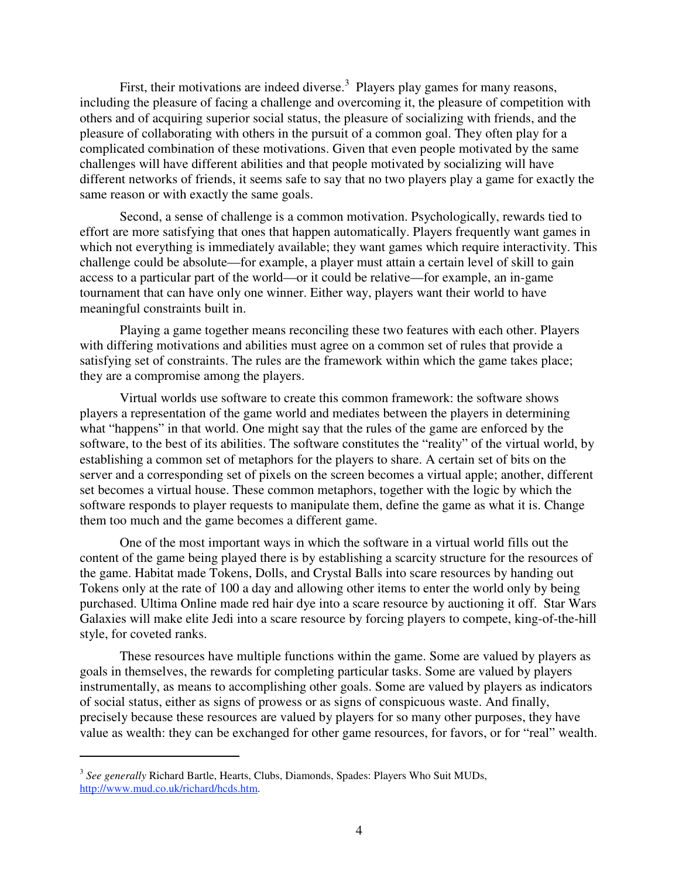First, their motivations are indeed diverse.[3] Players play games for many reasons, including the pleasure of facing a challenge and overcoming it, the pleasure of competition with others and of acquiring superior social status, the pleasure of socializing with friends, and the pleasure of collaborating with others in the pursuit of a common goal. They often play for a complicated combination of these motivations. Given that even people motivated by the same challenges will have different abilities and that people motivated by socializing will have different networks of friends, it seems safe to say that no two players play a game for exactly the same reason or with exactly the same goals.

Second, a sense of challenge is a common motivation. Psychologically, rewards tied to effort are more satisfying that ones that happen automatically. Players frequently want games in which not everything is immediately available; they want games which require interactivity. This challenge could be absolute—for example, a player must attain a certain level of skill to gain access to a particular part of the world—or it could be relative—for example, an in-game tournament that can have only one winner. Either way, players want their world to have meaningful constraints built in.

Playing a game together means reconciling these two features with each other. Players with differing motivations and abilities must agree on a common set of rules that provide a satisfying set of constraints. The rules are the framework within which the game takes place; they are a compromise among the players.

Virtual worlds use software to create this common framework: the software shows players a representation of the game world and mediates between the players in determining what "happens" in that world. One might say that the rules of the game are enforced by the software, to the best of its abilities. The software constitutes the "reality" of the virtual world, by establishing a common set of metaphors for the players to share. A certain set of bits on the server and a corresponding set of pixels on the screen becomes a virtual apple; another, different set becomes a virtual house. These common metaphors, together with the logic by which the software responds to player requests to manipulate them, define the game as what it is. Change them too much and the game becomes a different game.

One of the most important ways in which the software in a virtual world fills out the content of the game being played there is by establishing a scarcity structure for the resources of the game. Habitat made Tokens, Dolls, and Crystal Balls into scare resources by handing out Tokens only at the rate of 100 a day and allowing other items to enter the world only by being purchased. Ultima Online made red hair dye into a scare resource by auctioning it off. Star Wars Galaxies will make elite Jedi into a scare resource by forcing players to compete, king-of-the-hill style, for coveted ranks.

These resources have multiple functions within the game. Some are valued by players as goals in themselves, the rewards for completing particular tasks. Some are valued by players instrumentally, as means to accomplishing other goals. Some are valued by players as indicators of social status, either as signs of prowess or as signs of conspicuous waste. And finally, precisely because these resources are valued by players for so many other purposes, they have value as wealth: they can be exchanged for other game resources, for favors, or for "real" wealth.

---

[3] *See generally* Richard Bartle, Hearts, Clubs, Diamonds, Spades: Players Who Suit MUDs, http://www.mud.co.uk/richard/hcds.htm.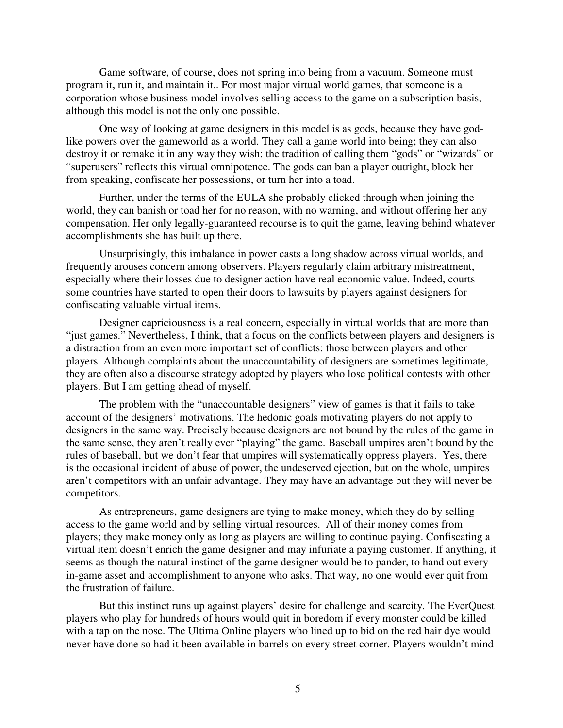Game software, of course, does not spring into being from a vacuum. Someone must program it, run it, and maintain it.. For most major virtual world games, that someone is a corporation whose business model involves selling access to the game on a subscription basis, although this model is not the only one possible.

One way of looking at game designers in this model is as gods, because they have god-like powers over the gameworld as a world. They call a game world into being; they can also destroy it or remake it in any way they wish: the tradition of calling them "gods" or "wizards" or "superusers" reflects this virtual omnipotence. The gods can ban a player outright, block her from speaking, confiscate her possessions, or turn her into a toad.

Further, under the terms of the EULA she probably clicked through when joining the world, they can banish or toad her for no reason, with no warning, and without offering her any compensation. Her only legally-guaranteed recourse is to quit the game, leaving behind whatever accomplishments she has built up there.

Unsurprisingly, this imbalance in power casts a long shadow across virtual worlds, and frequently arouses concern among observers. Players regularly claim arbitrary mistreatment, especially where their losses due to designer action have real economic value. Indeed, courts some countries have started to open their doors to lawsuits by players against designers for confiscating valuable virtual items.

Designer capriciousness is a real concern, especially in virtual worlds that are more than "just games." Nevertheless, I think, that a focus on the conflicts between players and designers is a distraction from an even more important set of conflicts: those between players and other players. Although complaints about the unaccountability of designers are sometimes legitimate, they are often also a discourse strategy adopted by players who lose political contests with other players. But I am getting ahead of myself.

The problem with the "unaccountable designers" view of games is that it fails to take account of the designers' motivations. The hedonic goals motivating players do not apply to designers in the same way. Precisely because designers are not bound by the rules of the game in the same sense, they aren't really ever "playing" the game. Baseball umpires aren't bound by the rules of baseball, but we don't fear that umpires will systematically oppress players. Yes, there is the occasional incident of abuse of power, the undeserved ejection, but on the whole, umpires aren't competitors with an unfair advantage. They may have an advantage but they will never be competitors.

As entrepreneurs, game designers are tying to make money, which they do by selling access to the game world and by selling virtual resources. All of their money comes from players; they make money only as long as players are willing to continue paying. Confiscating a virtual item doesn't enrich the game designer and may infuriate a paying customer. If anything, it seems as though the natural instinct of the game designer would be to pander, to hand out every in-game asset and accomplishment to anyone who asks. That way, no one would ever quit from the frustration of failure.

But this instinct runs up against players' desire for challenge and scarcity. The EverQuest players who play for hundreds of hours would quit in boredom if every monster could be killed with a tap on the nose. The Ultima Online players who lined up to bid on the red hair dye would never have done so had it been available in barrels on every street corner. Players wouldn't mind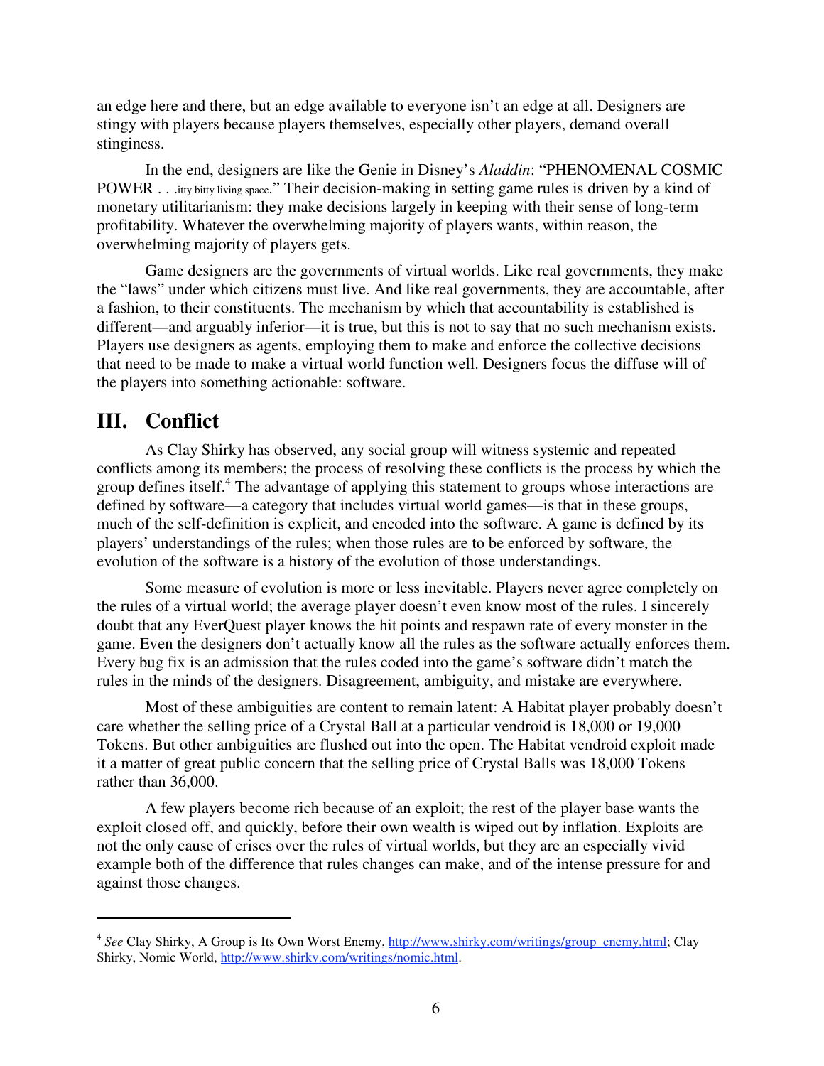an edge here and there, but an edge available to everyone isn't an edge at all. Designers are stingy with players because players themselves, especially other players, demand overall stinginess.

In the end, designers are like the Genie in Disney's *Aladdin*: "PHENOMENAL COSMIC POWER . . .itty bitty living space." Their decision-making in setting game rules is driven by a kind of monetary utilitarianism: they make decisions largely in keeping with their sense of long-term profitability. Whatever the overwhelming majority of players wants, within reason, the overwhelming majority of players gets.

Game designers are the governments of virtual worlds. Like real governments, they make the "laws" under which citizens must live. And like real governments, they are accountable, after a fashion, to their constituents. The mechanism by which that accountability is established is different—and arguably inferior—it is true, but this is not to say that no such mechanism exists. Players use designers as agents, employing them to make and enforce the collective decisions that need to be made to make a virtual world function well. Designers focus the diffuse will of the players into something actionable: software.

## III. Conflict

As Clay Shirky has observed, any social group will witness systemic and repeated conflicts among its members; the process of resolving these conflicts is the process by which the group defines itself.[4] The advantage of applying this statement to groups whose interactions are defined by software—a category that includes virtual world games—is that in these groups, much of the self-definition is explicit, and encoded into the software. A game is defined by its players' understandings of the rules; when those rules are to be enforced by software, the evolution of the software is a history of the evolution of those understandings.

Some measure of evolution is more or less inevitable. Players never agree completely on the rules of a virtual world; the average player doesn't even know most of the rules. I sincerely doubt that any EverQuest player knows the hit points and respawn rate of every monster in the game. Even the designers don't actually know all the rules as the software actually enforces them. Every bug fix is an admission that the rules coded into the game's software didn't match the rules in the minds of the designers. Disagreement, ambiguity, and mistake are everywhere.

Most of these ambiguities are content to remain latent: A Habitat player probably doesn't care whether the selling price of a Crystal Ball at a particular vendroid is 18,000 or 19,000 Tokens. But other ambiguities are flushed out into the open. The Habitat vendroid exploit made it a matter of great public concern that the selling price of Crystal Balls was 18,000 Tokens rather than 36,000.

A few players become rich because of an exploit; the rest of the player base wants the exploit closed off, and quickly, before their own wealth is wiped out by inflation. Exploits are not the only cause of crises over the rules of virtual worlds, but they are an especially vivid example both of the difference that rules changes can make, and of the intense pressure for and against those changes.

---

[4] *See* Clay Shirky, A Group is Its Own Worst Enemy, http://www.shirky.com/writings/group_enemy.html; Clay Shirky, Nomic World, http://www.shirky.com/writings/nomic.html.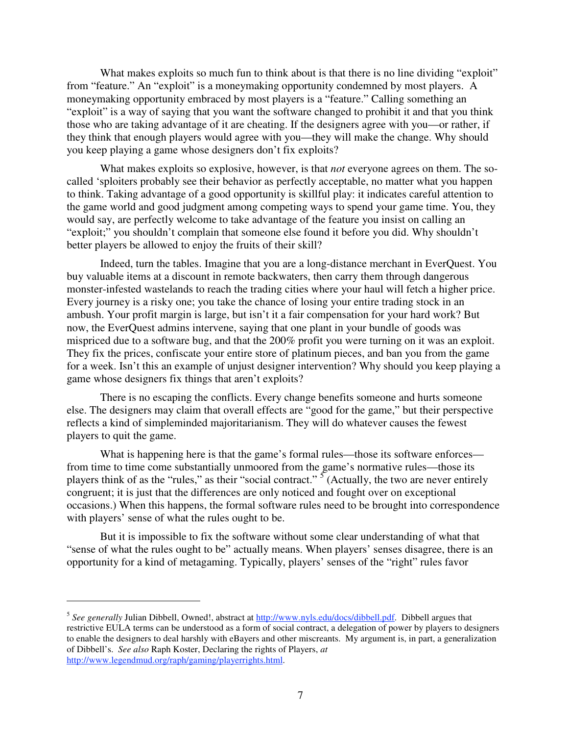What makes exploits so much fun to think about is that there is no line dividing "exploit" from "feature." An "exploit" is a moneymaking opportunity condemned by most players. A moneymaking opportunity embraced by most players is a "feature." Calling something an "exploit" is a way of saying that you want the software changed to prohibit it and that you think those who are taking advantage of it are cheating. If the designers agree with you—or rather, if they think that enough players would agree with you—they will make the change. Why should you keep playing a game whose designers don't fix exploits?

What makes exploits so explosive, however, is that *not* everyone agrees on them. The so-called 'sploiters probably see their behavior as perfectly acceptable, no matter what you happen to think. Taking advantage of a good opportunity is skillful play: it indicates careful attention to the game world and good judgment among competing ways to spend your game time. You, they would say, are perfectly welcome to take advantage of the feature you insist on calling an "exploit;" you shouldn't complain that someone else found it before you did. Why shouldn't better players be allowed to enjoy the fruits of their skill?

Indeed, turn the tables. Imagine that you are a long-distance merchant in EverQuest. You buy valuable items at a discount in remote backwaters, then carry them through dangerous monster-infested wastelands to reach the trading cities where your haul will fetch a higher price. Every journey is a risky one; you take the chance of losing your entire trading stock in an ambush. Your profit margin is large, but isn't it a fair compensation for your hard work? But now, the EverQuest admins intervene, saying that one plant in your bundle of goods was mispriced due to a software bug, and that the 200% profit you were turning on it was an exploit. They fix the prices, confiscate your entire store of platinum pieces, and ban you from the game for a week. Isn't this an example of unjust designer intervention? Why should you keep playing a game whose designers fix things that aren't exploits?

There is no escaping the conflicts. Every change benefits someone and hurts someone else. The designers may claim that overall effects are "good for the game," but their perspective reflects a kind of simpleminded majoritarianism. They will do whatever causes the fewest players to quit the game.

What is happening here is that the game's formal rules—those its software enforces—from time to time come substantially unmoored from the game's normative rules—those its players think of as the "rules," as their "social contract."[5] (Actually, the two are never entirely congruent; it is just that the differences are only noticed and fought over on exceptional occasions.) When this happens, the formal software rules need to be brought into correspondence with players' sense of what the rules ought to be.

But it is impossible to fix the software without some clear understanding of what that "sense of what the rules ought to be" actually means. When players' senses disagree, there is an opportunity for a kind of metagaming. Typically, players' senses of the "right" rules favor

---

[5] *See generally* Julian Dibbell, Owned!, abstract at http://www.nyls.edu/docs/dibbell.pdf. Dibbell argues that restrictive EULA terms can be understood as a form of social contract, a delegation of power by players to designers to enable the designers to deal harshly with eBayers and other miscreants. My argument is, in part, a generalization of Dibbell's. *See also* Raph Koster, Declaring the rights of Players, *at* http://www.legendmud.org/raph/gaming/playerrights.html.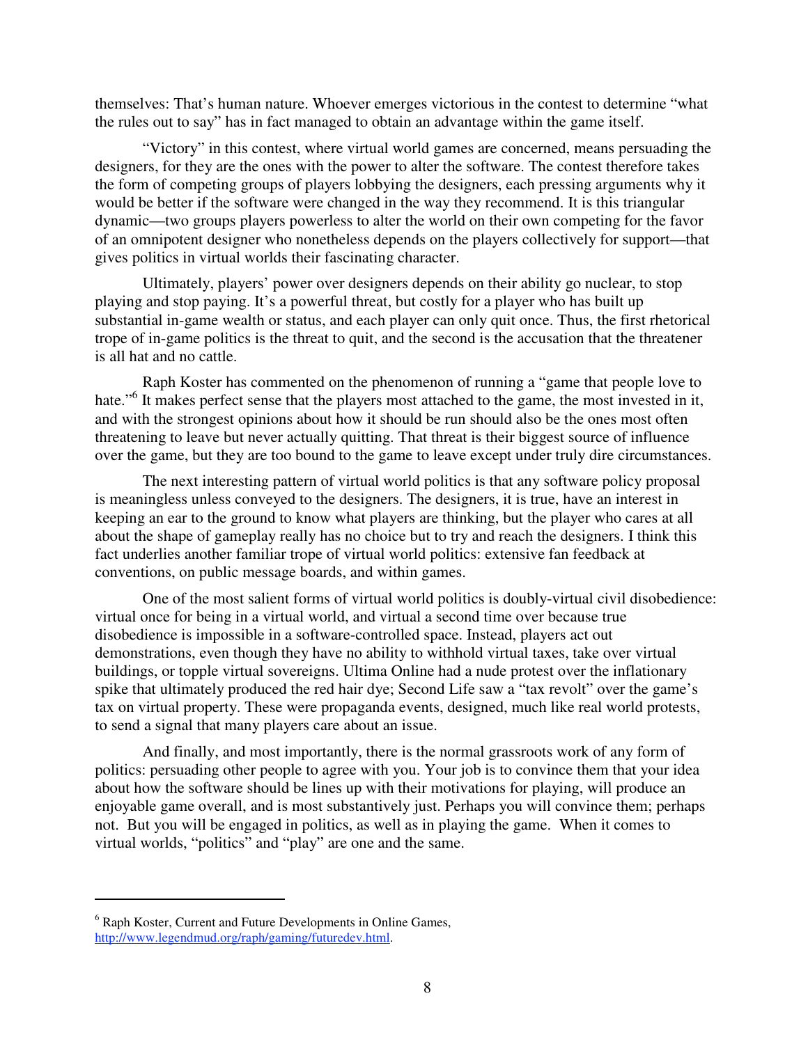themselves: That's human nature. Whoever emerges victorious in the contest to determine "what the rules out to say" has in fact managed to obtain an advantage within the game itself.

"Victory" in this contest, where virtual world games are concerned, means persuading the designers, for they are the ones with the power to alter the software. The contest therefore takes the form of competing groups of players lobbying the designers, each pressing arguments why it would be better if the software were changed in the way they recommend. It is this triangular dynamic—two groups players powerless to alter the world on their own competing for the favor of an omnipotent designer who nonetheless depends on the players collectively for support—that gives politics in virtual worlds their fascinating character.

Ultimately, players' power over designers depends on their ability go nuclear, to stop playing and stop paying. It's a powerful threat, but costly for a player who has built up substantial in-game wealth or status, and each player can only quit once. Thus, the first rhetorical trope of in-game politics is the threat to quit, and the second is the accusation that the threatener is all hat and no cattle.

Raph Koster has commented on the phenomenon of running a "game that people love to hate."[6] It makes perfect sense that the players most attached to the game, the most invested in it, and with the strongest opinions about how it should be run should also be the ones most often threatening to leave but never actually quitting. That threat is their biggest source of influence over the game, but they are too bound to the game to leave except under truly dire circumstances.

The next interesting pattern of virtual world politics is that any software policy proposal is meaningless unless conveyed to the designers. The designers, it is true, have an interest in keeping an ear to the ground to know what players are thinking, but the player who cares at all about the shape of gameplay really has no choice but to try and reach the designers. I think this fact underlies another familiar trope of virtual world politics: extensive fan feedback at conventions, on public message boards, and within games.

One of the most salient forms of virtual world politics is doubly-virtual civil disobedience: virtual once for being in a virtual world, and virtual a second time over because true disobedience is impossible in a software-controlled space. Instead, players act out demonstrations, even though they have no ability to withhold virtual taxes, take over virtual buildings, or topple virtual sovereigns. Ultima Online had a nude protest over the inflationary spike that ultimately produced the red hair dye; Second Life saw a "tax revolt" over the game's tax on virtual property. These were propaganda events, designed, much like real world protests, to send a signal that many players care about an issue.

And finally, and most importantly, there is the normal grassroots work of any form of politics: persuading other people to agree with you. Your job is to convince them that your idea about how the software should be lines up with their motivations for playing, will produce an enjoyable game overall, and is most substantively just. Perhaps you will convince them; perhaps not. But you will be engaged in politics, as well as in playing the game. When it comes to virtual worlds, "politics" and "play" are one and the same.

---

[6] Raph Koster, Current and Future Developments in Online Games, http://www.legendmud.org/raph/gaming/futuredev.html.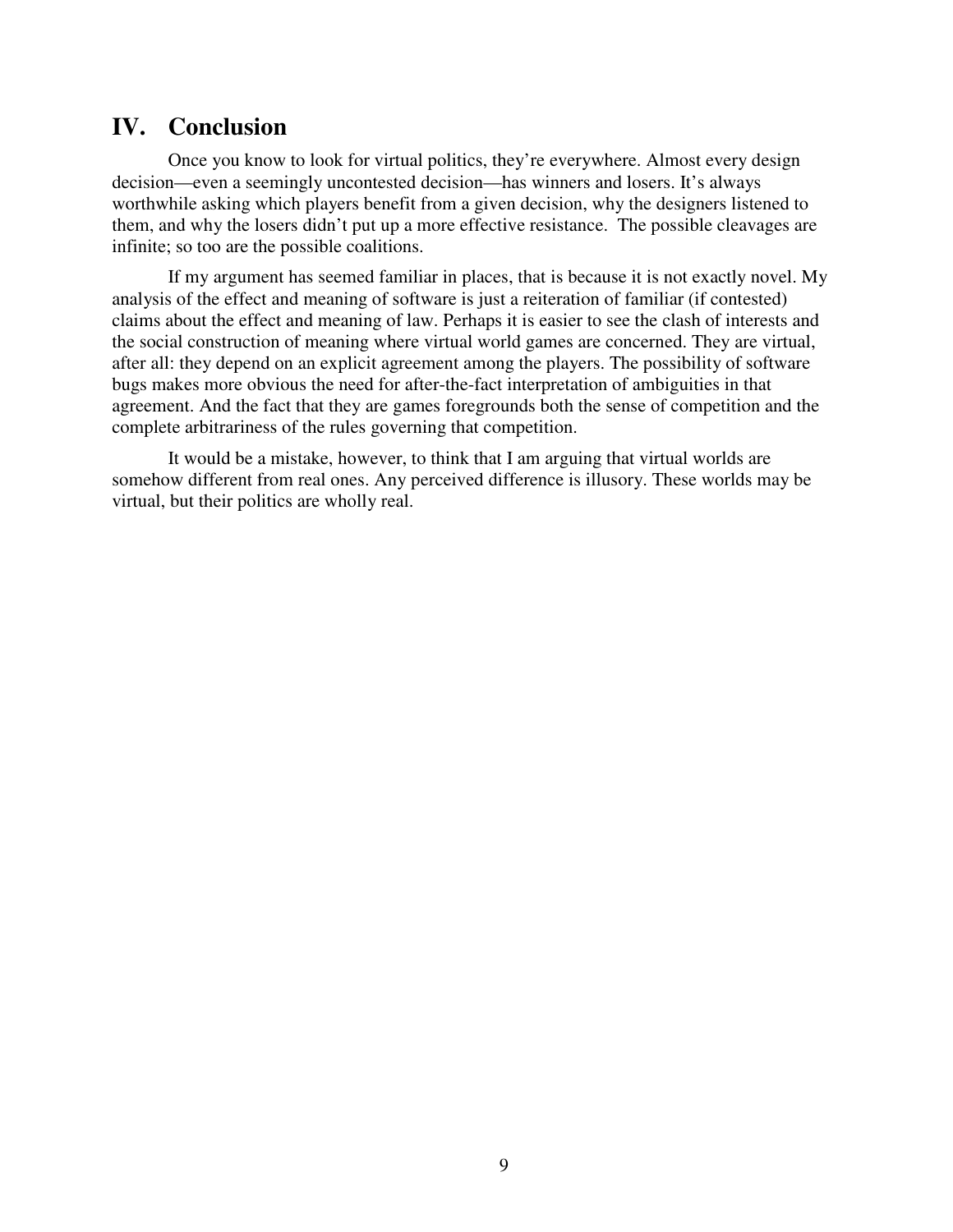## IV. Conclusion

Once you know to look for virtual politics, they're everywhere. Almost every design decision—even a seemingly uncontested decision—has winners and losers. It's always worthwhile asking which players benefit from a given decision, why the designers listened to them, and why the losers didn't put up a more effective resistance. The possible cleavages are infinite; so too are the possible coalitions.

If my argument has seemed familiar in places, that is because it is not exactly novel. My analysis of the effect and meaning of software is just a reiteration of familiar (if contested) claims about the effect and meaning of law. Perhaps it is easier to see the clash of interests and the social construction of meaning where virtual world games are concerned. They are virtual, after all: they depend on an explicit agreement among the players. The possibility of software bugs makes more obvious the need for after-the-fact interpretation of ambiguities in that agreement. And the fact that they are games foregrounds both the sense of competition and the complete arbitrariness of the rules governing that competition.

It would be a mistake, however, to think that I am arguing that virtual worlds are somehow different from real ones. Any perceived difference is illusory. These worlds may be virtual, but their politics are wholly real.